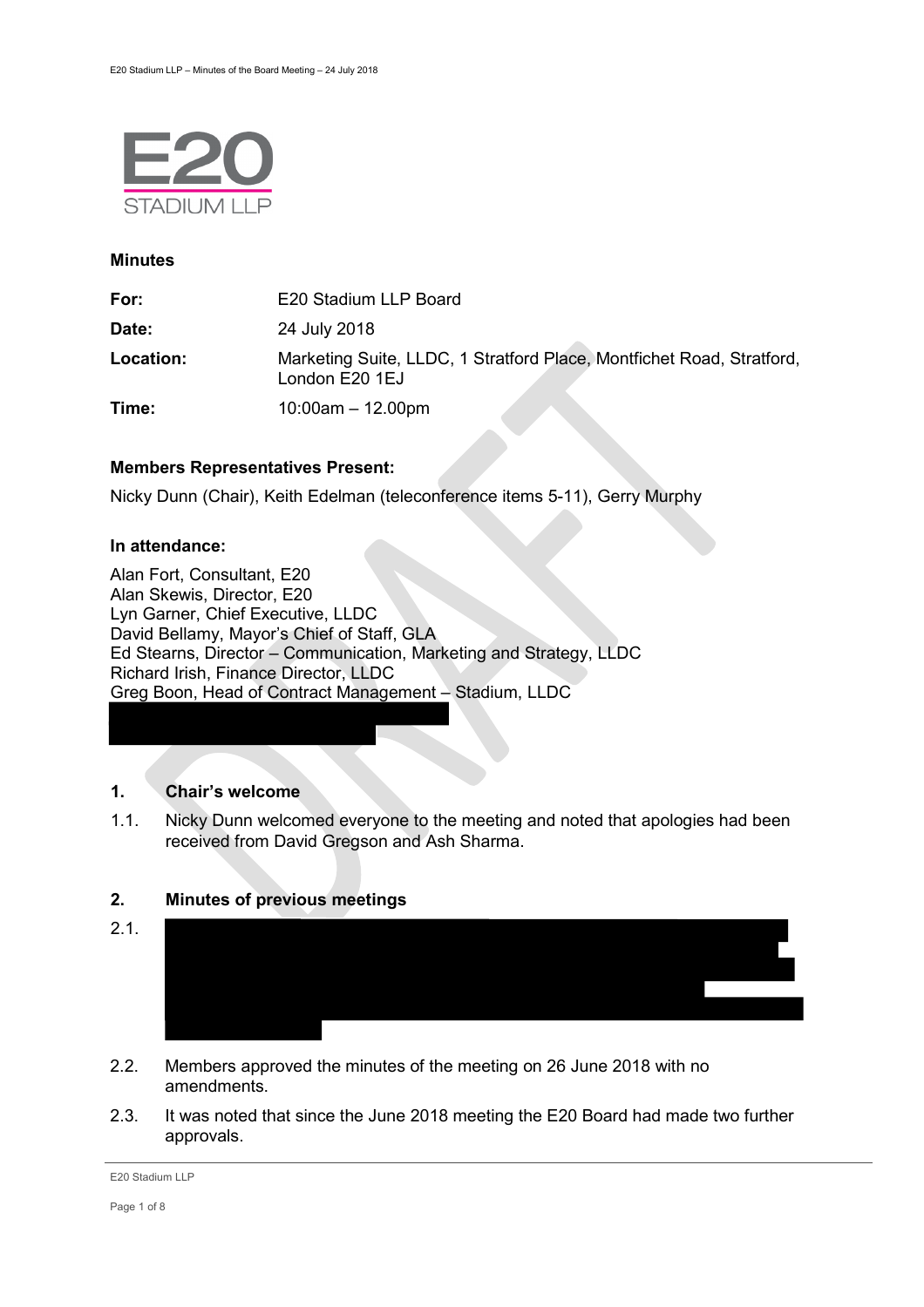# E20 STADIUM LLP

## Minutes

**For:** E20 Stadium LLP Board

**Date:** 24 July 2018

**Location:** Marketing Suite, LLDC, 1 Stratford Place, Montfichet Road, Stratford, London E20 1EJ

**Time:** 10:00am – 12.00pm

### Members Representatives Present:

Nicky Dunn (Chair), Keith Edelman (teleconference items 5-11), Gerry Murphy

### In attendance:

Alan Fort, Consultant, E20
Alan Skewis, Director, E20
Lyn Garner, Chief Executive, LLDC
David Bellamy, Mayor's Chief of Staff, GLA
Ed Stearns, Director – Communication, Marketing and Strategy, LLDC
Richard Irish, Finance Director, LLDC
Greg Boon, Head of Contract Management – Stadium, LLDC

### 1. Chair's welcome

1.1. Nicky Dunn welcomed everyone to the meeting and noted that apologies had been received from David Gregson and Ash Sharma.

### 2. Minutes of previous meetings

2.1.

2.2. Members approved the minutes of the meeting on 26 June 2018 with no amendments.

2.3. It was noted that since the June 2018 meeting the E20 Board had made two further approvals.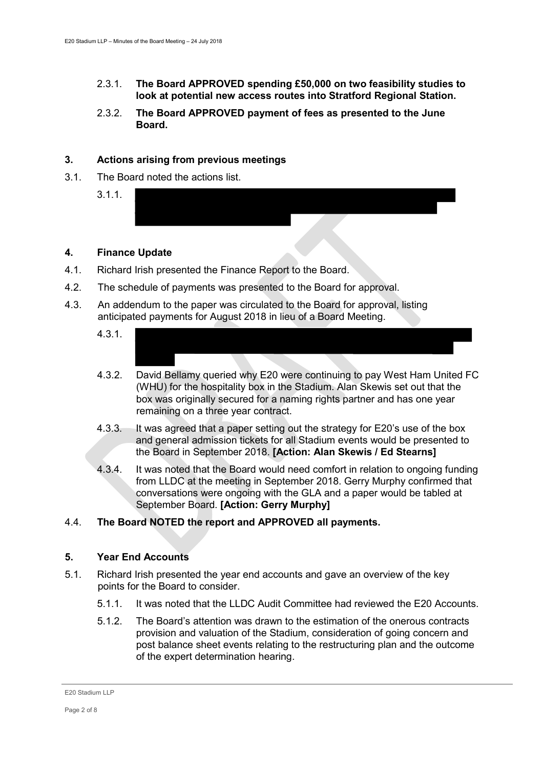2.3.1. **The Board APPROVED spending £50,000 on two feasibility studies to look at potential new access routes into Stratford Regional Station.**

2.3.2. **The Board APPROVED payment of fees as presented to the June Board.**

## 3. Actions arising from previous meetings

3.1. The Board noted the actions list.

3.1.1.

## 4. Finance Update

4.1. Richard Irish presented the Finance Report to the Board.

4.2. The schedule of payments was presented to the Board for approval.

4.3. An addendum to the paper was circulated to the Board for approval, listing anticipated payments for August 2018 in lieu of a Board Meeting.

4.3.1.

4.3.2. David Bellamy queried why E20 were continuing to pay West Ham United FC (WHU) for the hospitality box in the Stadium. Alan Skewis set out that the box was originally secured for a naming rights partner and has one year remaining on a three year contract.

4.3.3. It was agreed that a paper setting out the strategy for E20's use of the box and general admission tickets for all Stadium events would be presented to the Board in September 2018. **[Action: Alan Skewis / Ed Stearns]**

4.3.4. It was noted that the Board would need comfort in relation to ongoing funding from LLDC at the meeting in September 2018. Gerry Murphy confirmed that conversations were ongoing with the GLA and a paper would be tabled at September Board. **[Action: Gerry Murphy]**

4.4. **The Board NOTED the report and APPROVED all payments.**

## 5. Year End Accounts

5.1. Richard Irish presented the year end accounts and gave an overview of the key points for the Board to consider.

5.1.1. It was noted that the LLDC Audit Committee had reviewed the E20 Accounts.

5.1.2. The Board's attention was drawn to the estimation of the onerous contracts provision and valuation of the Stadium, consideration of going concern and post balance sheet events relating to the restructuring plan and the outcome of the expert determination hearing.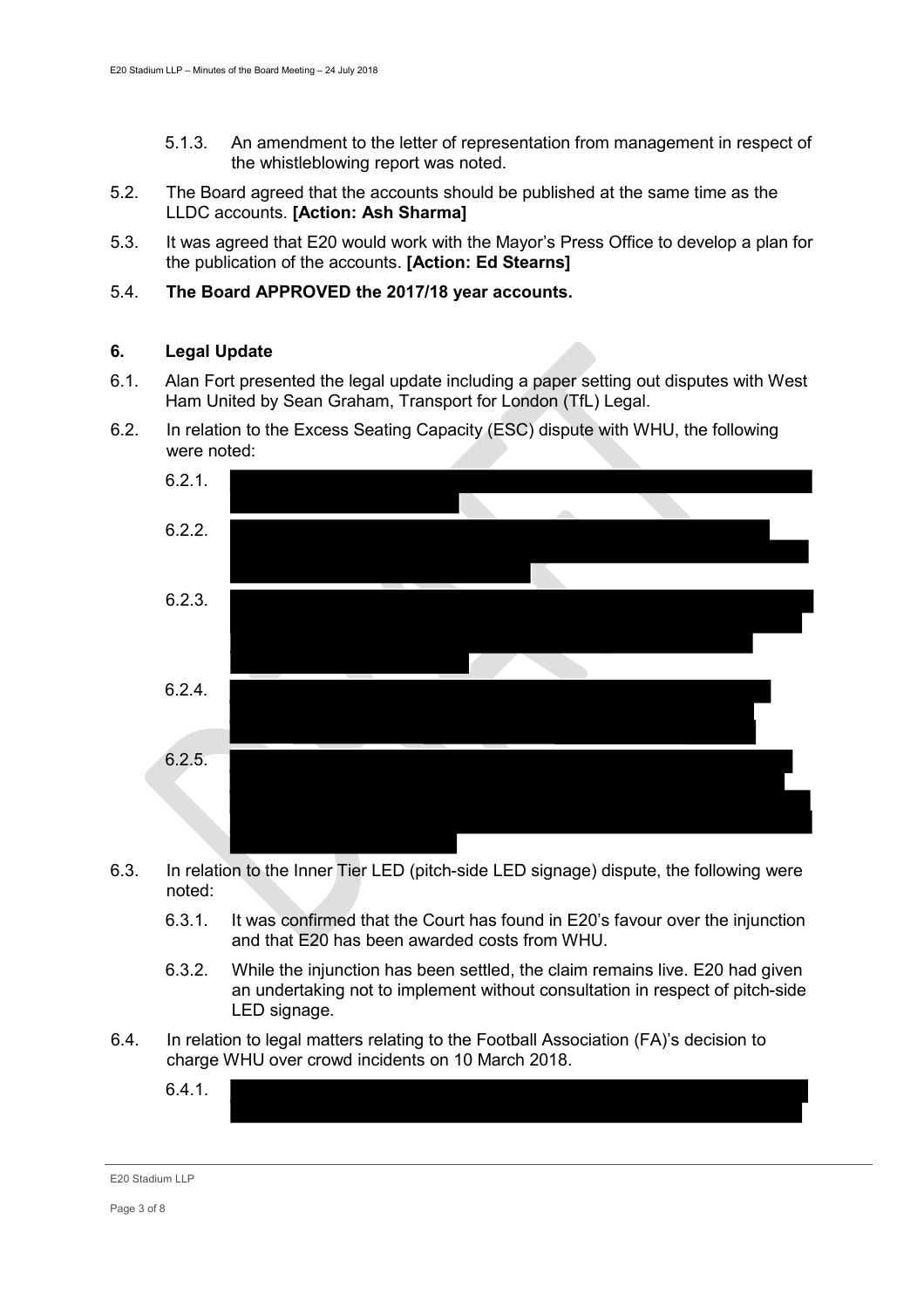5.1.3. An amendment to the letter of representation from management in respect of the whistleblowing report was noted.

5.2. The Board agreed that the accounts should be published at the same time as the LLDC accounts. **[Action: Ash Sharma]**

5.3. It was agreed that E20 would work with the Mayor's Press Office to develop a plan for the publication of the accounts. **[Action: Ed Stearns]**

5.4. **The Board APPROVED the 2017/18 year accounts.**

## 6. Legal Update

6.1. Alan Fort presented the legal update including a paper setting out disputes with West Ham United by Sean Graham, Transport for London (TfL) Legal.

6.2. In relation to the Excess Seating Capacity (ESC) dispute with WHU, the following were noted:

6.2.1.

6.2.2.

6.2.3.

6.2.4.

6.2.5.

6.3. In relation to the Inner Tier LED (pitch-side LED signage) dispute, the following were noted:

6.3.1. It was confirmed that the Court has found in E20's favour over the injunction and that E20 has been awarded costs from WHU.

6.3.2. While the injunction has been settled, the claim remains live. E20 had given an undertaking not to implement without consultation in respect of pitch-side LED signage.

6.4. In relation to legal matters relating to the Football Association (FA)'s decision to charge WHU over crowd incidents on 10 March 2018.

6.4.1.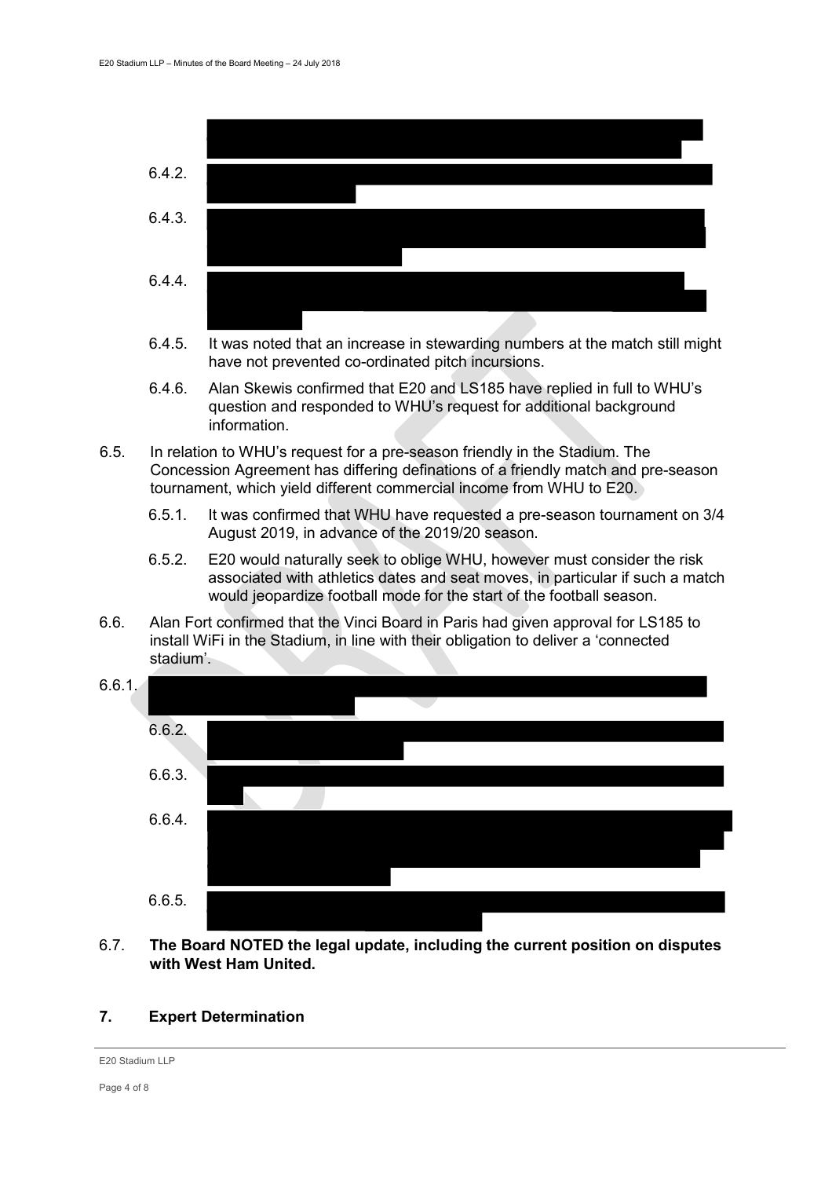6.4.2.

6.4.3.

6.4.4.

6.4.5. It was noted that an increase in stewarding numbers at the match still might have not prevented co-ordinated pitch incursions.

6.4.6. Alan Skewis confirmed that E20 and LS185 have replied in full to WHU's question and responded to WHU's request for additional background information.

6.5. In relation to WHU's request for a pre-season friendly in the Stadium. The Concession Agreement has differing definations of a friendly match and pre-season tournament, which yield different commercial income from WHU to E20.

6.5.1. It was confirmed that WHU have requested a pre-season tournament on 3/4 August 2019, in advance of the 2019/20 season.

6.5.2. E20 would naturally seek to oblige WHU, however must consider the risk associated with athletics dates and seat moves, in particular if such a match would jeopardize football mode for the start of the football season.

6.6. Alan Fort confirmed that the Vinci Board in Paris had given approval for LS185 to install WiFi in the Stadium, in line with their obligation to deliver a 'connected stadium'.

6.6.1.

6.6.2.

6.6.3.

6.6.4.

6.6.5.

6.7. **The Board NOTED the legal update, including the current position on disputes with West Ham United.**

## 7. Expert Determination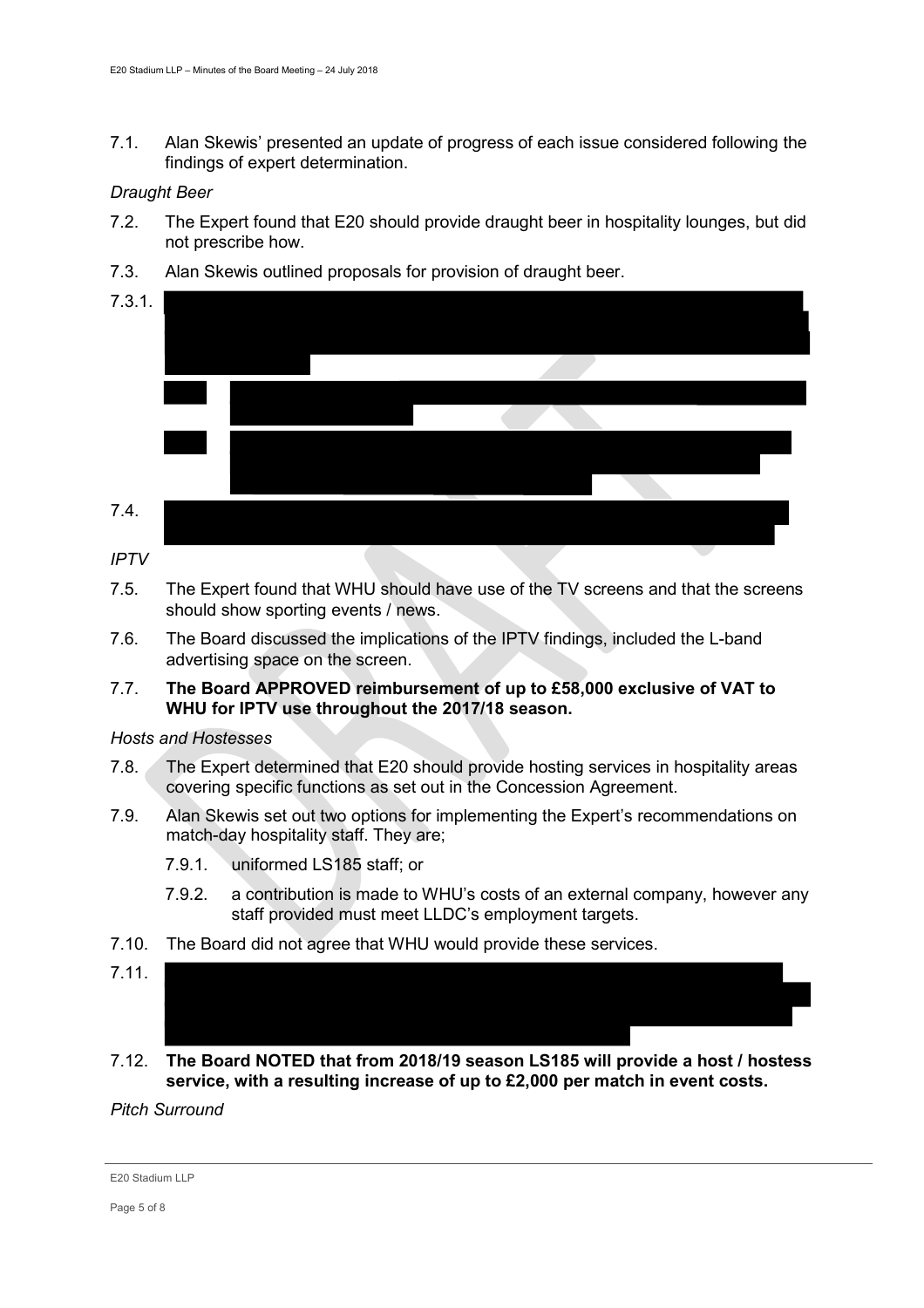7.1. Alan Skewis' presented an update of progress of each issue considered following the findings of expert determination.

*Draught Beer*

7.2. The Expert found that E20 should provide draught beer in hospitality lounges, but did not prescribe how.

7.3. Alan Skewis outlined proposals for provision of draught beer.

7.3.1.

7.4.

*IPTV*

7.5. The Expert found that WHU should have use of the TV screens and that the screens should show sporting events / news.

7.6. The Board discussed the implications of the IPTV findings, included the L-band advertising space on the screen.

7.7. **The Board APPROVED reimbursement of up to £58,000 exclusive of VAT to WHU for IPTV use throughout the 2017/18 season.**

*Hosts and Hostesses*

7.8. The Expert determined that E20 should provide hosting services in hospitality areas covering specific functions as set out in the Concession Agreement.

7.9. Alan Skewis set out two options for implementing the Expert's recommendations on match-day hospitality staff. They are;

7.9.1. uniformed LS185 staff; or

7.9.2. a contribution is made to WHU's costs of an external company, however any staff provided must meet LLDC's employment targets.

7.10. The Board did not agree that WHU would provide these services.

7.11.

7.12. **The Board NOTED that from 2018/19 season LS185 will provide a host / hostess service, with a resulting increase of up to £2,000 per match in event costs.**

*Pitch Surround*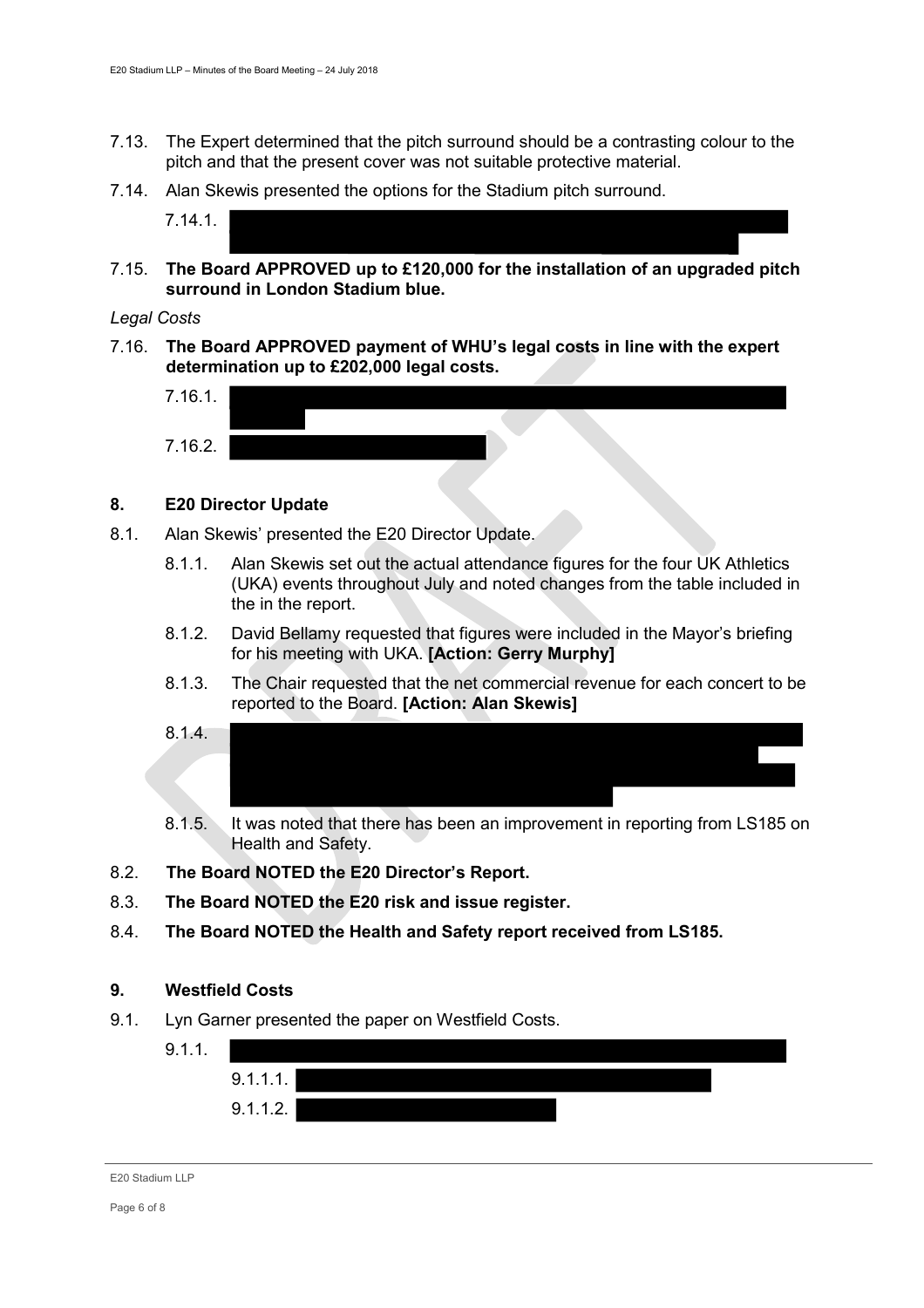7.13. The Expert determined that the pitch surround should be a contrasting colour to the pitch and that the present cover was not suitable protective material.

7.14. Alan Skewis presented the options for the Stadium pitch surround.

   7.14.1.

7.15. **The Board APPROVED up to £120,000 for the installation of an upgraded pitch surround in London Stadium blue.**

*Legal Costs*

7.16. **The Board APPROVED payment of WHU's legal costs in line with the expert determination up to £202,000 legal costs.**

   7.16.1.

   7.16.2.

## 8. E20 Director Update

8.1. Alan Skewis' presented the E20 Director Update.

   8.1.1. Alan Skewis set out the actual attendance figures for the four UK Athletics (UKA) events throughout July and noted changes from the table included in the in the report.

   8.1.2. David Bellamy requested that figures were included in the Mayor's briefing for his meeting with UKA. **[Action: Gerry Murphy]**

   8.1.3. The Chair requested that the net commercial revenue for each concert to be reported to the Board. **[Action: Alan Skewis]**

   8.1.4.

   8.1.5. It was noted that there has been an improvement in reporting from LS185 on Health and Safety.

8.2. **The Board NOTED the E20 Director's Report.**

8.3. **The Board NOTED the E20 risk and issue register.**

8.4. **The Board NOTED the Health and Safety report received from LS185.**

## 9. Westfield Costs

9.1. Lyn Garner presented the paper on Westfield Costs.

   9.1.1.

      9.1.1.1.

      9.1.1.2.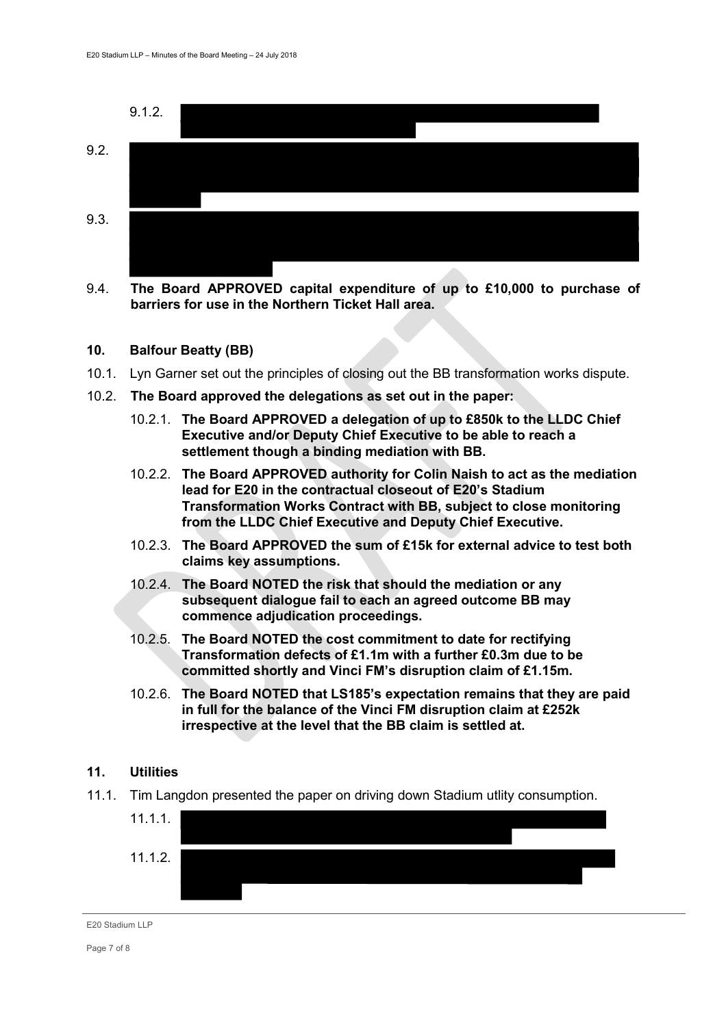9.1.2.

9.2.

9.3.

9.4. **The Board APPROVED capital expenditure of up to £10,000 to purchase of barriers for use in the Northern Ticket Hall area.**

## 10. Balfour Beatty (BB)

10.1. Lyn Garner set out the principles of closing out the BB transformation works dispute.

10.2. **The Board approved the delegations as set out in the paper:**

10.2.1. **The Board APPROVED a delegation of up to £850k to the LLDC Chief Executive and/or Deputy Chief Executive to be able to reach a settlement though a binding mediation with BB.**

10.2.2. **The Board APPROVED authority for Colin Naish to act as the mediation lead for E20 in the contractual closeout of E20's Stadium Transformation Works Contract with BB, subject to close monitoring from the LLDC Chief Executive and Deputy Chief Executive.**

10.2.3. **The Board APPROVED the sum of £15k for external advice to test both claims key assumptions.**

10.2.4. **The Board NOTED the risk that should the mediation or any subsequent dialogue fail to each an agreed outcome BB may commence adjudication proceedings.**

10.2.5. **The Board NOTED the cost commitment to date for rectifying Transformation defects of £1.1m with a further £0.3m due to be committed shortly and Vinci FM's disruption claim of £1.15m.**

10.2.6. **The Board NOTED that LS185's expectation remains that they are paid in full for the balance of the Vinci FM disruption claim at £252k irrespective at the level that the BB claim is settled at.**

## 11. Utilities

11.1. Tim Langdon presented the paper on driving down Stadium utlity consumption.

11.1.1.

11.1.2.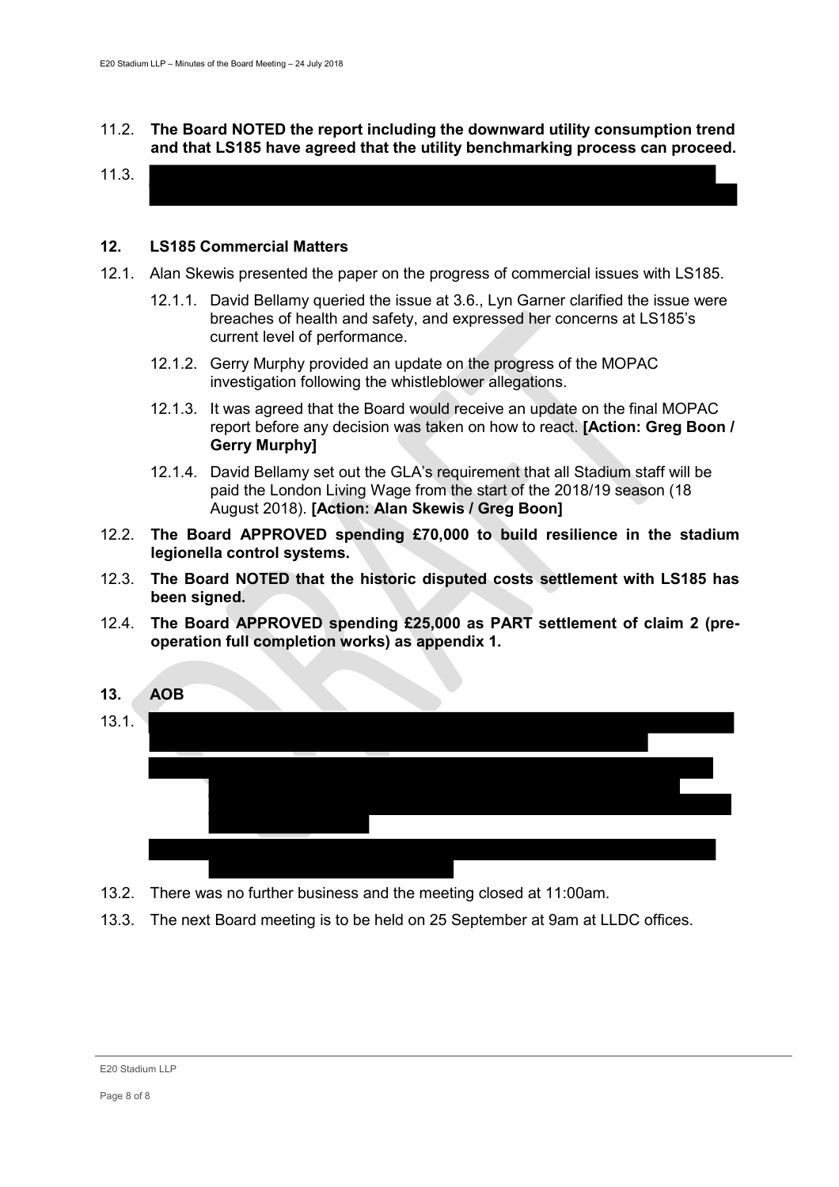11.2. **The Board NOTED the report including the downward utility consumption trend and that LS185 have agreed that the utility benchmarking process can proceed.**

11.3.

## 12. LS185 Commercial Matters

12.1. Alan Skewis presented the paper on the progress of commercial issues with LS185.

12.1.1. David Bellamy queried the issue at 3.6., Lyn Garner clarified the issue were breaches of health and safety, and expressed her concerns at LS185's current level of performance.

12.1.2. Gerry Murphy provided an update on the progress of the MOPAC investigation following the whistleblower allegations.

12.1.3. It was agreed that the Board would receive an update on the final MOPAC report before any decision was taken on how to react. **[Action: Greg Boon / Gerry Murphy]**

12.1.4. David Bellamy set out the GLA's requirement that all Stadium staff will be paid the London Living Wage from the start of the 2018/19 season (18 August 2018). **[Action: Alan Skewis / Greg Boon]**

12.2. **The Board APPROVED spending £70,000 to build resilience in the stadium legionella control systems.**

12.3. **The Board NOTED that the historic disputed costs settlement with LS185 has been signed.**

12.4. **The Board APPROVED spending £25,000 as PART settlement of claim 2 (pre-operation full completion works) as appendix 1.**

## 13. AOB

13.1.

13.2. There was no further business and the meeting closed at 11:00am.

13.3. The next Board meeting is to be held on 25 September at 9am at LLDC offices.